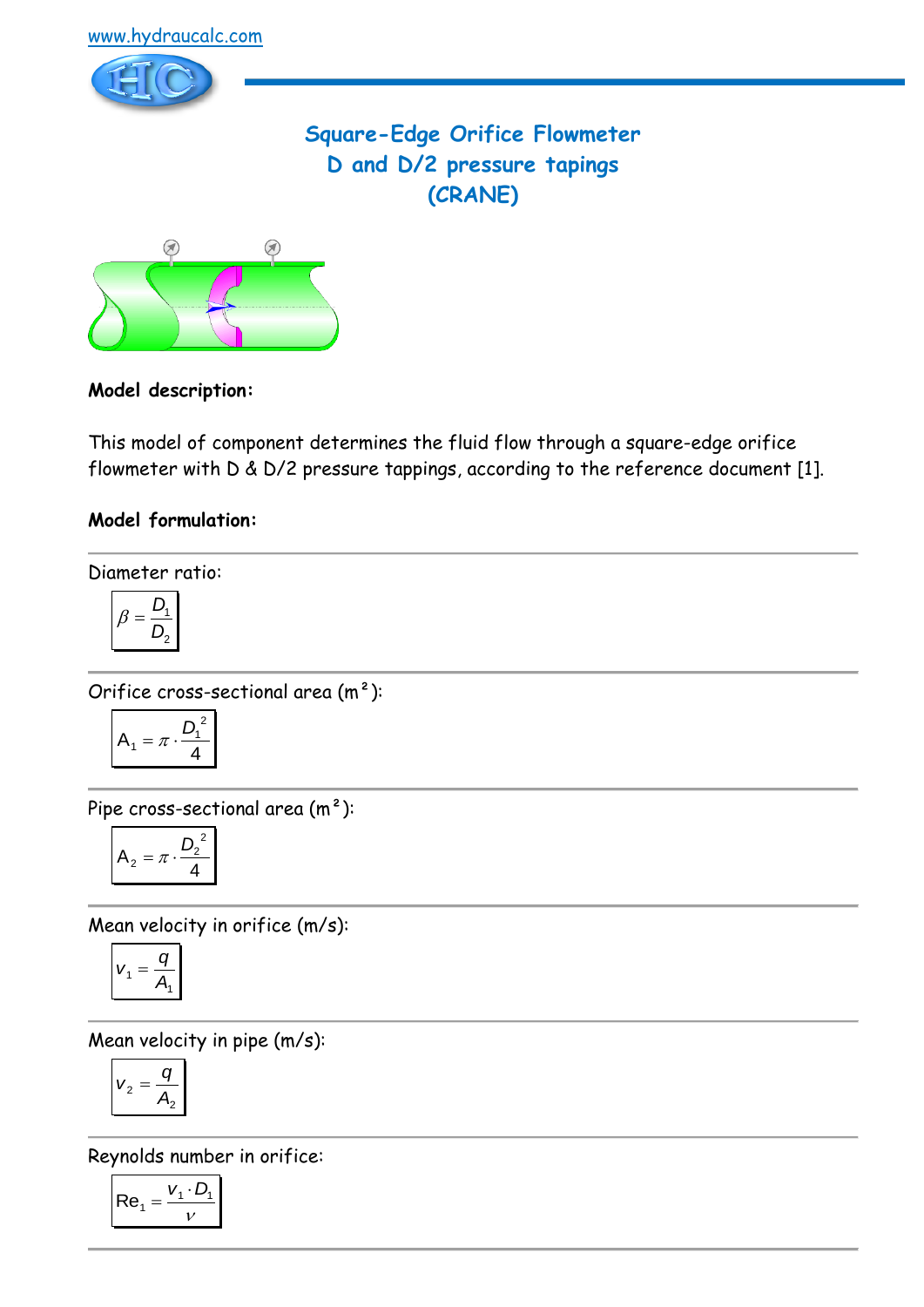www.hydraucalc.com

# Square-Edge Orifice Flowmeter D and D/2 pressure tapings (CRANE)

**Model description:**

This model of component determines the fluid flow through a square-edge orifice flowmeter with D & D/2 pressure tappings, according to the reference document [1].

**Model formulation:**

Diameter ratio:

$$\beta = \frac{D_1}{D_2}$$

Orifice cross-sectional area (m²):

$$A_1 = \pi \cdot \frac{D_1^2}{4}$$

Pipe cross-sectional area (m²):

$$A_2 = \pi \cdot \frac{D_2^2}{4}$$

Mean velocity in orifice (m/s):

$$v_1 = \frac{q}{A_1}$$

Mean velocity in pipe (m/s):

$$v_2 = \frac{q}{A_2}$$

Reynolds number in orifice:

$$\mathrm{Re}_1 = \frac{v_1 \cdot D_1}{\nu}$$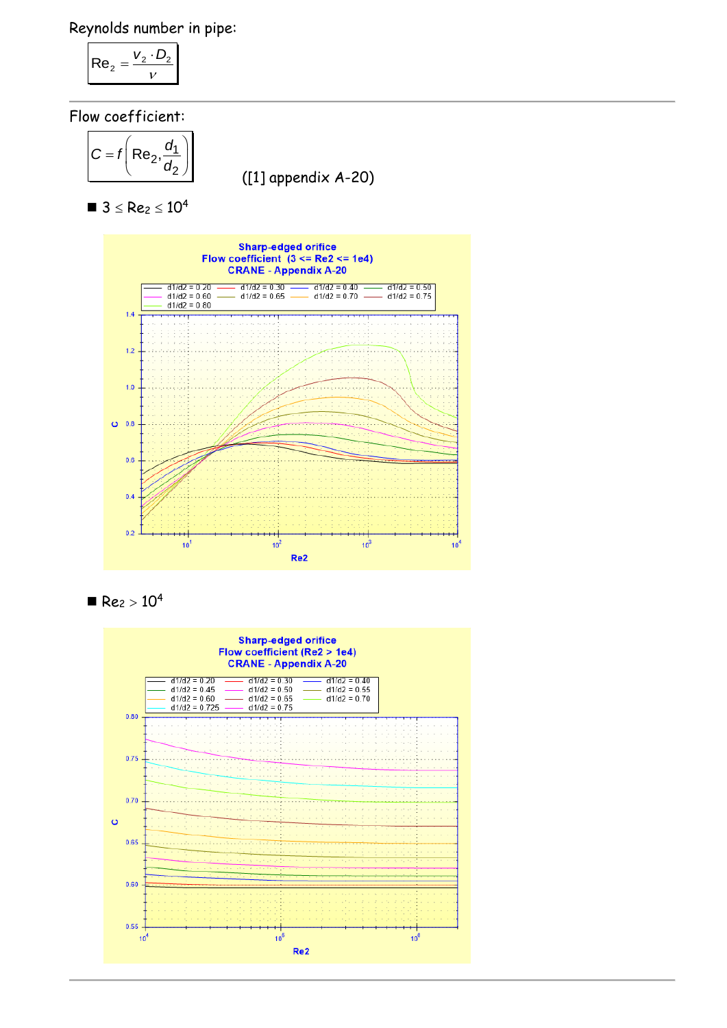Reynolds number in pipe:

$$\mathrm{Re}_2 = \frac{v_2 \cdot D_2}{\nu}$$

Flow coefficient:

$$C = f\left(\mathrm{Re}_2, \frac{d_1}{d_2}\right)$$

([1] appendix A-20)

- $3 \le \mathrm{Re}_2 \le 10^4$

Sharp-edged orifice
Flow coefficient (3 <= Re2 <= 1e4)
CRANE - Appendix A-20

- $\mathrm{Re}_2 > 10^4$

Sharp-edged orifice
Flow coefficient (Re2 > 1e4)
CRANE - Appendix A-20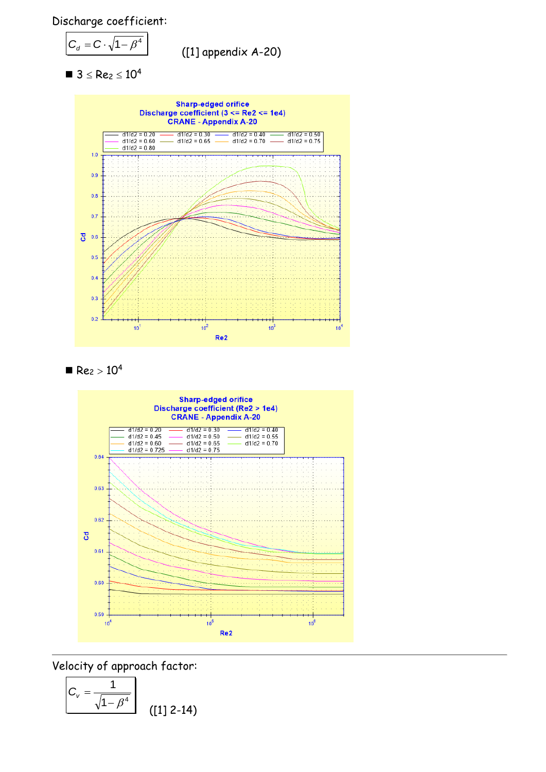Discharge coefficient:

$$C_d = C \cdot \sqrt{1-\beta^4}$$

([1] appendix A-20)

- $3 \leq Re_2 \leq 10^4$

- $Re_2 > 10^4$

Velocity of approach factor:

$$C_v = \frac{1}{\sqrt{1-\beta^4}}$$

([1] 2-14)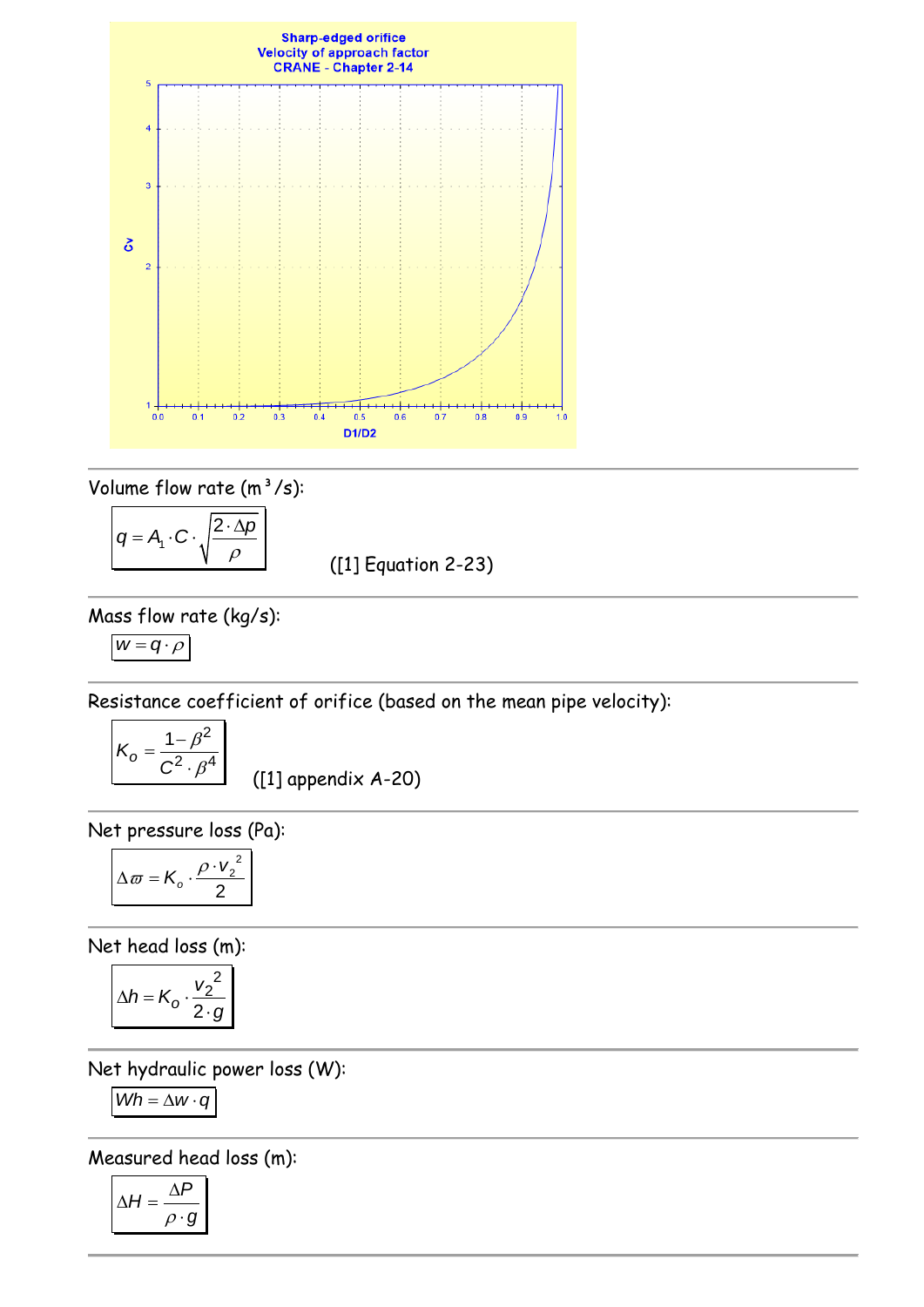Sharp-edged orifice
Velocity of approach factor
CRANE - Chapter 2-14

---

Volume flow rate ($m^3/s$):

$$q = A_1 \cdot C \cdot \sqrt{\frac{2 \cdot \Delta p}{\rho}}$$

([1] Equation 2-23)

---

Mass flow rate (kg/s):

$$w = q \cdot \rho$$

---

Resistance coefficient of orifice (based on the mean pipe velocity):

$$K_o = \frac{1 - \beta^2}{C^2 \cdot \beta^4}$$

([1] appendix A-20)

---

Net pressure loss (Pa):

$$\Delta \varpi = K_o \cdot \frac{\rho \cdot v_2^{\;2}}{2}$$

---

Net head loss (m):

$$\Delta h = K_o \cdot \frac{v_2^{\;2}}{2 \cdot g}$$

---

Net hydraulic power loss (W):

$$Wh = \Delta w \cdot q$$

---

Measured head loss (m):

$$\Delta H = \frac{\Delta P}{\rho \cdot g}$$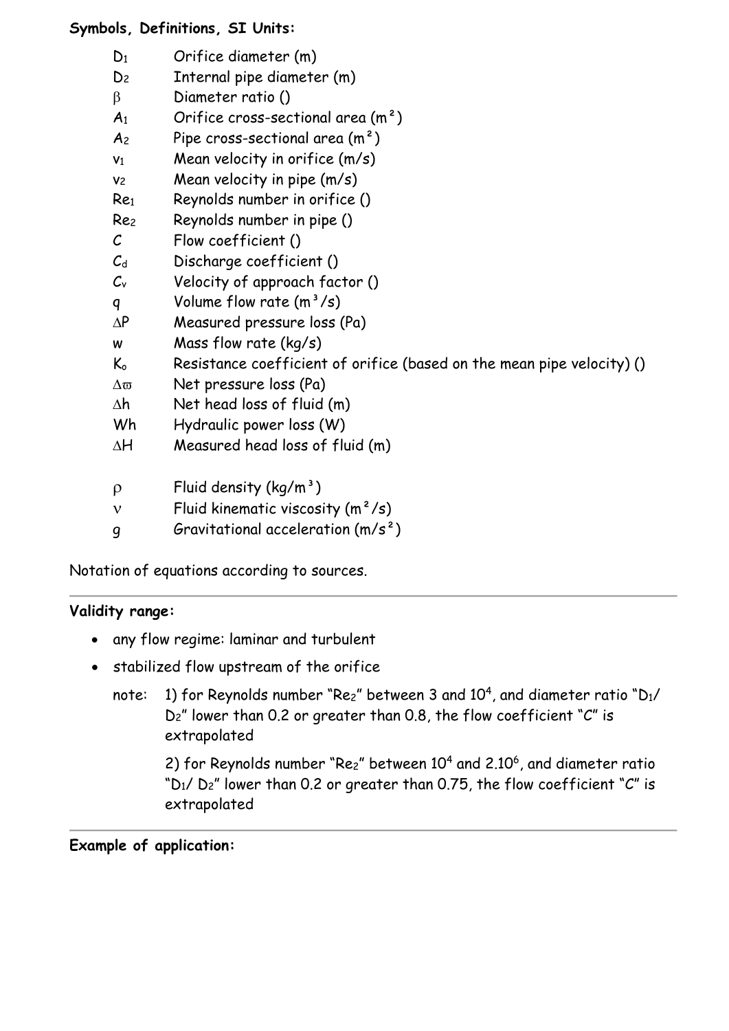**Symbols, Definitions, SI Units:**

| | |
|---|---|
| $D_1$ | Orifice diameter (m) |
| $D_2$ | Internal pipe diameter (m) |
| $\beta$ | Diameter ratio () |
| $A_1$ | Orifice cross-sectional area (m²) |
| $A_2$ | Pipe cross-sectional area (m²) |
| $v_1$ | Mean velocity in orifice (m/s) |
| $v_2$ | Mean velocity in pipe (m/s) |
| $Re_1$ | Reynolds number in orifice () |
| $Re_2$ | Reynolds number in pipe () |
| $C$ | Flow coefficient () |
| $C_d$ | Discharge coefficient () |
| $C_v$ | Velocity of approach factor () |
| $q$ | Volume flow rate (m³/s) |
| $\Delta P$ | Measured pressure loss (Pa) |
| $w$ | Mass flow rate (kg/s) |
| $K_o$ | Resistance coefficient of orifice (based on the mean pipe velocity) () |
| $\Delta\varpi$ | Net pressure loss (Pa) |
| $\Delta h$ | Net head loss of fluid (m) |
| $Wh$ | Hydraulic power loss (W) |
| $\Delta H$ | Measured head loss of fluid (m) |
| | |
| $\rho$ | Fluid density (kg/m³) |
| $\nu$ | Fluid kinematic viscosity (m²/s) |
| $g$ | Gravitational acceleration (m/s²) |

Notation of equations according to sources.

---

**Validity range:**

- any flow regime: laminar and turbulent
- stabilized flow upstream of the orifice

  note: 1) for Reynolds number "$Re_2$" between 3 and $10^4$, and diameter ratio "$D_1/D_2$" lower than 0.2 or greater than 0.8, the flow coefficient "$C$" is extrapolated

  2) for Reynolds number "$Re_2$" between $10^4$ and $2.10^6$, and diameter ratio "$D_1/D_2$" lower than 0.2 or greater than 0.75, the flow coefficient "$C$" is extrapolated

---

**Example of application:**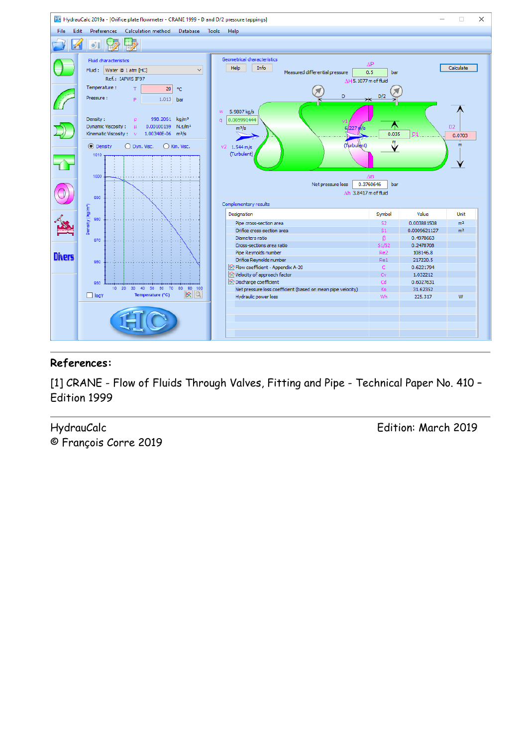HydrauCalc 2019a - [Orifice plate flowmeter - CRANE 1999 - D and D/2 pressure teppings]

File Edit Preferences Calculation method Database Tools Help

Fluid characteristics

Fluid : Water @ 1 atm [HC]

Ref.: IAPWS IF97

Temperature : T 20 °C

Pressure : P 1.013 bar

Density : ρ 998.2061 kg/m³

Dynamic Viscosity : μ 0.00100159 N.s/m²

Kinematic Viscosity : ν 1.00340E-06 m²/s

Density Dyn. Visc. Kin. Visc.

1010
1000
990
980
970
960
950
Density (kg/m³)
10 20 30 40 50 60 70 80 90 100
Temperature (°C)
logY

Divers

Geometrical characteristics

Help Info

ΔP

Measured differential pressure 0.5 bar

ΔH 5.1077 m of fluid

Calculate

D D/2

w 5.9807 kg/s

q 0.005991444 m³/s

v1 6.227 m/s

0.035 D1

(Turbulent)

D2 0.0703 m

v2 1.544 m/s (Turbulent)

Δϖ

Net pressure loss 0.3760646 bar

Δh 3.8417 m of fluid

Complementary results

| Designation | Symbol | Value | Unit |
|---|---|---|---|
| Pipe cross-section area | S2 | 0.003881508 | m² |
| Orifice cross-section area | S1 | 0.0009621127 | m² |
| Diameters ratio | β | 0.4978663 | |
| Cross-sections area ratio | S1/S2 | 0.2478708 | |
| Pipe Reynolds number | Re2 | 108146.8 | |
| Orifice Reynolds number | Re1 | 217220.5 | |
| Flow coefficient - Appendix A-20 | C | 0.6221794 | |
| Velocity of approach factor | Cv | 1.032212 | |
| Discharge coefficient | Cd | 0.6027631 | |
| Net pressure loss coefficient (based on mean pipe velocity) | Ko | 31.62352 | |
| Hydraulic power loss | Wh | 225.317 | W |

## References:

[1] CRANE - Flow of Fluids Through Valves, Fitting and Pipe - Technical Paper No. 410 – Edition 1999

HydrauCalc
© François Corre 2019

Edition: March 2019